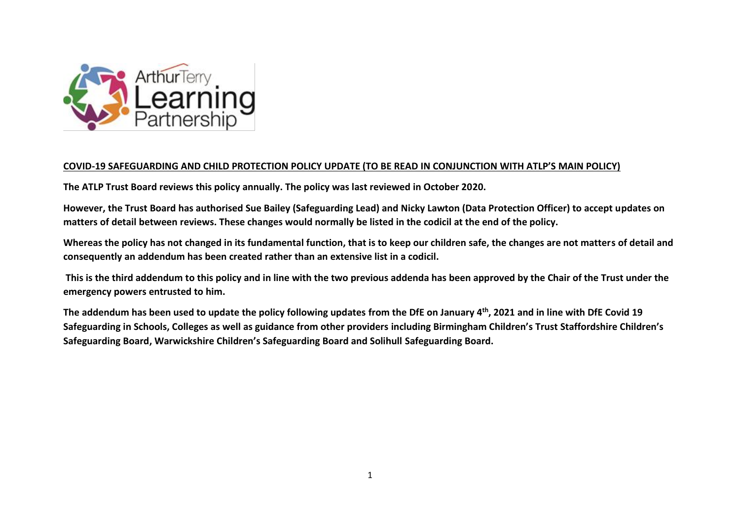**COVID-19 SAFEGUARDING AND CHILD PROTECTION POLICY UPDATE (TO BE READ IN CONJUNCTION WITH ATLP'S MAIN POLICY)**

**The ATLP Trust Board reviews this policy annually. The policy was last reviewed in October 2020.**

**However, the Trust Board has authorised Sue Bailey (Safeguarding Lead) and Nicky Lawton (Data Protection Officer) to accept updates on matters of detail between reviews. These changes would normally be listed in the codicil at the end of the policy.**

**Whereas the policy has not changed in its fundamental function, that is to keep our children safe, the changes are not matters of detail and consequently an addendum has been created rather than an extensive list in a codicil.**

**This is the third addendum to this policy and in line with the two previous addenda has been approved by the Chair of the Trust under the emergency powers entrusted to him.**

**The addendum has been used to update the policy following updates from the DfE on January 4th, 2021 and in line with DfE Covid 19 Safeguarding in Schools, Colleges as well as guidance from other providers including Birmingham Children's Trust Staffordshire Children's Safeguarding Board, Warwickshire Children's Safeguarding Board and Solihull Safeguarding Board.**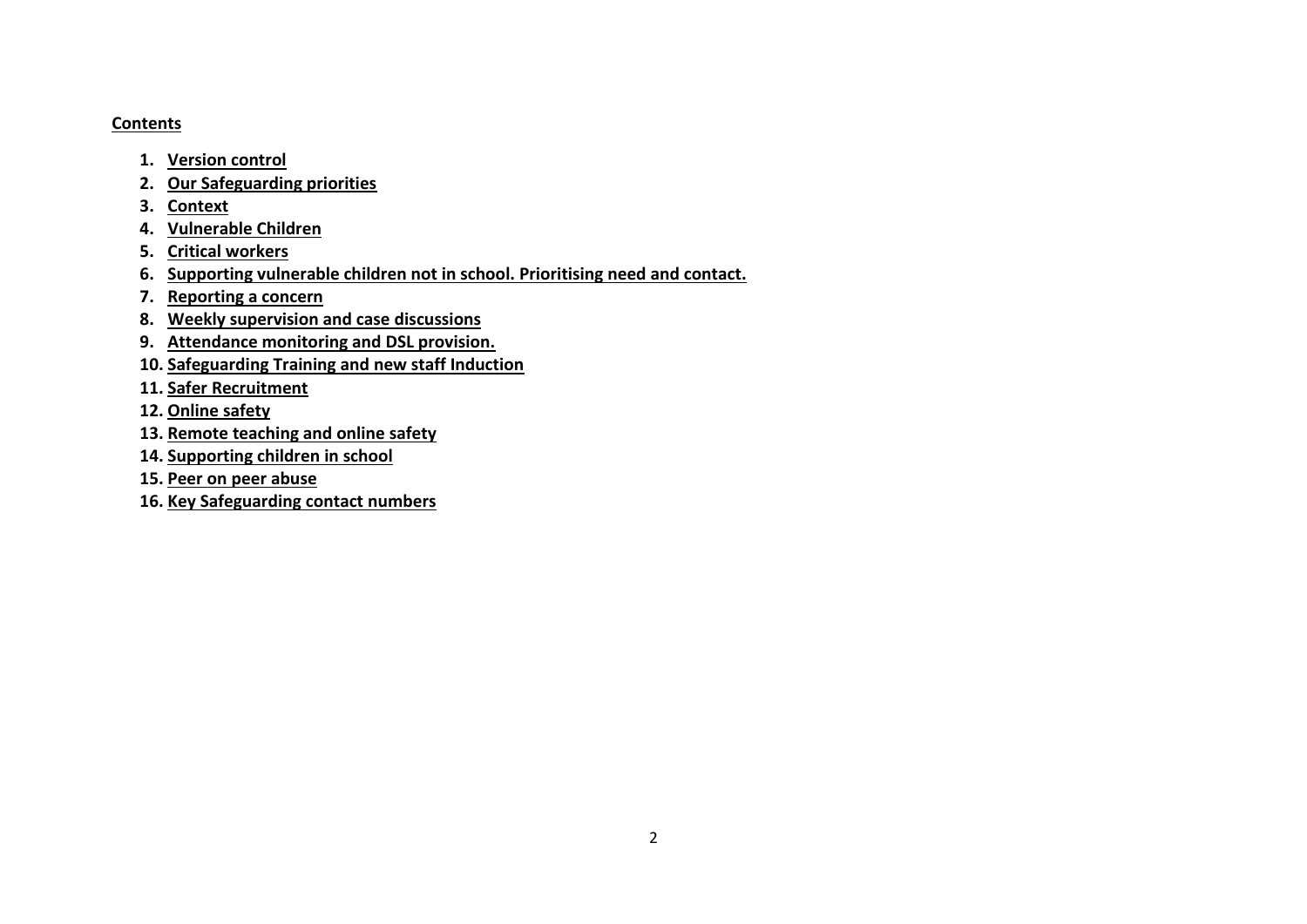## Contents

1. **Version control**
2. **Our Safeguarding priorities**
3. **Context**
4. **Vulnerable Children**
5. **Critical workers**
6. **Supporting vulnerable children not in school. Prioritising need and contact.**
7. **Reporting a concern**
8. **Weekly supervision and case discussions**
9. **Attendance monitoring and DSL provision.**
10. **Safeguarding Training and new staff Induction**
11. **Safer Recruitment**
12. **Online safety**
13. **Remote teaching and online safety**
14. **Supporting children in school**
15. **Peer on peer abuse**
16. **Key Safeguarding contact numbers**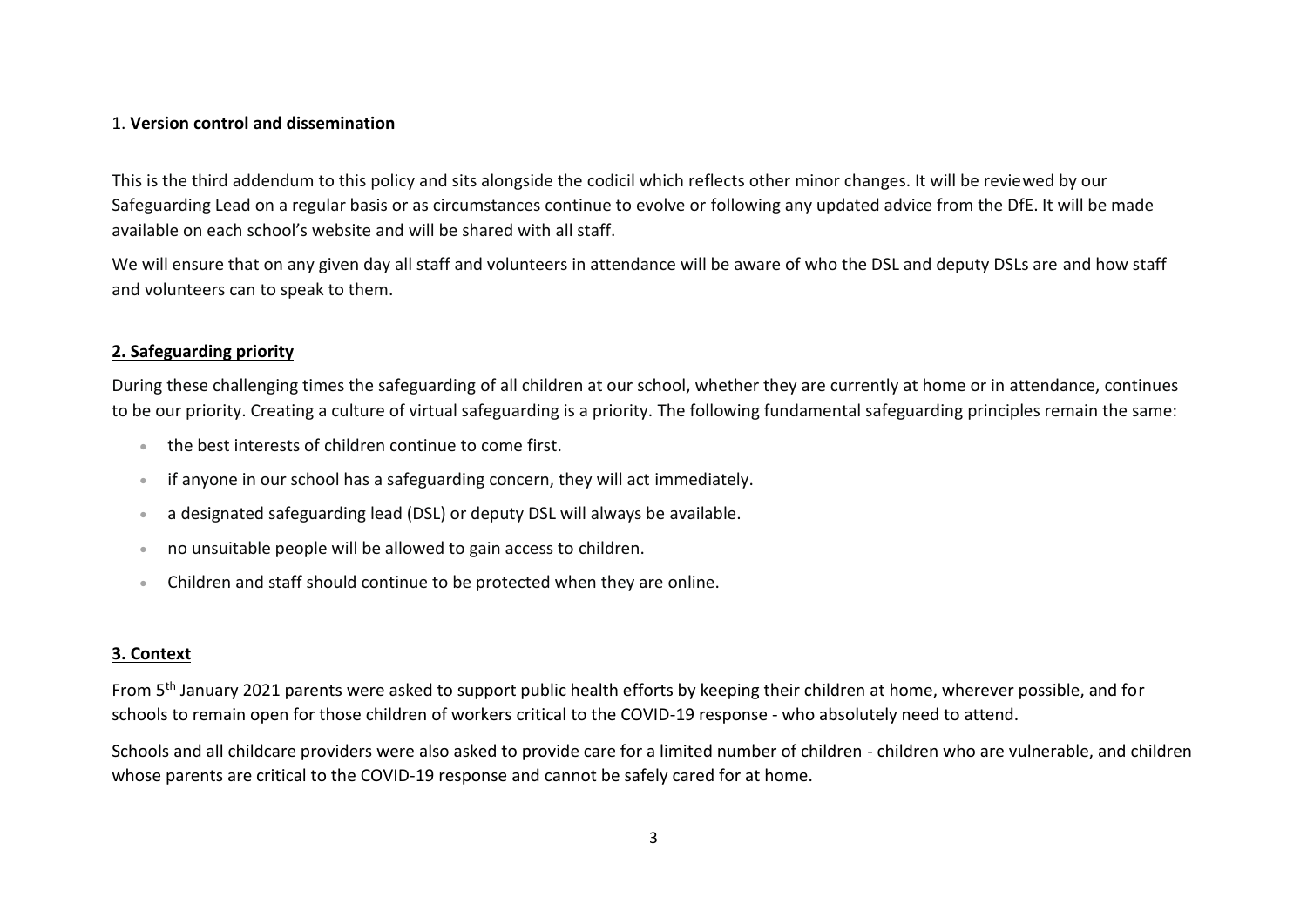## 1. **Version control and dissemination**

This is the third addendum to this policy and sits alongside the codicil which reflects other minor changes. It will be reviewed by our Safeguarding Lead on a regular basis or as circumstances continue to evolve or following any updated advice from the DfE. It will be made available on each school's website and will be shared with all staff.

We will ensure that on any given day all staff and volunteers in attendance will be aware of who the DSL and deputy DSLs are and how staff and volunteers can to speak to them.

## **2. Safeguarding priority**

During these challenging times the safeguarding of all children at our school, whether they are currently at home or in attendance, continues to be our priority. Creating a culture of virtual safeguarding is a priority. The following fundamental safeguarding principles remain the same:

- the best interests of children continue to come first.
- if anyone in our school has a safeguarding concern, they will act immediately.
- a designated safeguarding lead (DSL) or deputy DSL will always be available.
- no unsuitable people will be allowed to gain access to children.
- Children and staff should continue to be protected when they are online.

## **3. Context**

From 5th January 2021 parents were asked to support public health efforts by keeping their children at home, wherever possible, and for schools to remain open for those children of workers critical to the COVID-19 response - who absolutely need to attend.

Schools and all childcare providers were also asked to provide care for a limited number of children - children who are vulnerable, and children whose parents are critical to the COVID-19 response and cannot be safely cared for at home.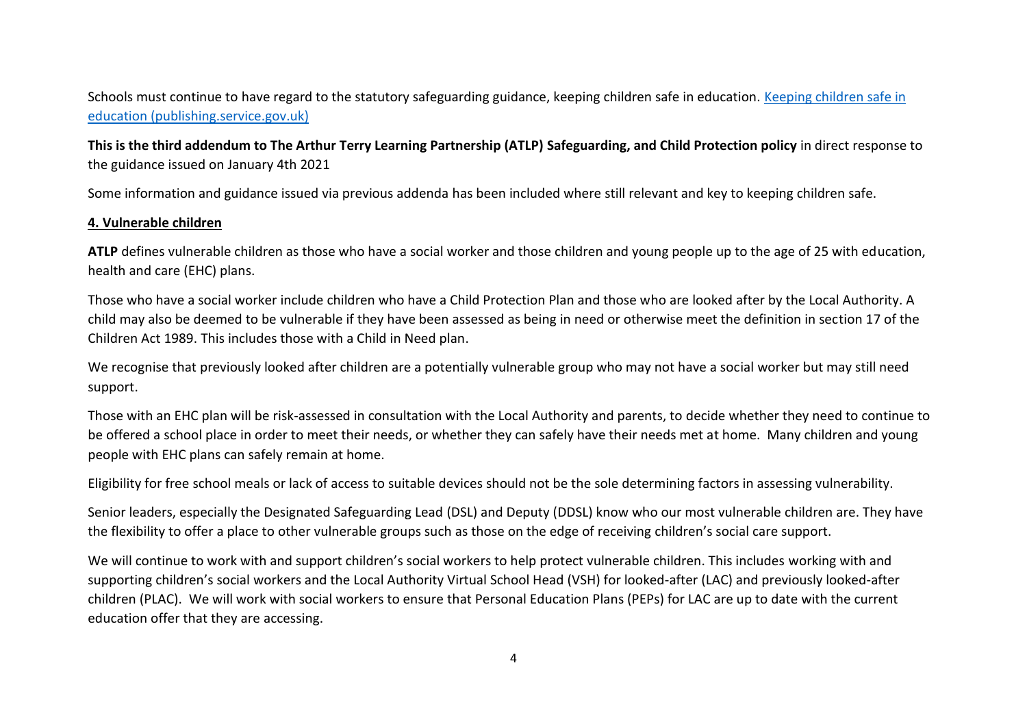Schools must continue to have regard to the statutory safeguarding guidance, keeping children safe in education. [Keeping children safe in education (publishing.service.gov.uk)]

**This is the third addendum to The Arthur Terry Learning Partnership (ATLP) Safeguarding, and Child Protection policy** in direct response to the guidance issued on January 4th 2021

Some information and guidance issued via previous addenda has been included where still relevant and key to keeping children safe.

## 4. Vulnerable children

**ATLP** defines vulnerable children as those who have a social worker and those children and young people up to the age of 25 with education, health and care (EHC) plans.

Those who have a social worker include children who have a Child Protection Plan and those who are looked after by the Local Authority. A child may also be deemed to be vulnerable if they have been assessed as being in need or otherwise meet the definition in section 17 of the Children Act 1989. This includes those with a Child in Need plan.

We recognise that previously looked after children are a potentially vulnerable group who may not have a social worker but may still need support.

Those with an EHC plan will be risk-assessed in consultation with the Local Authority and parents, to decide whether they need to continue to be offered a school place in order to meet their needs, or whether they can safely have their needs met at home. Many children and young people with EHC plans can safely remain at home.

Eligibility for free school meals or lack of access to suitable devices should not be the sole determining factors in assessing vulnerability.

Senior leaders, especially the Designated Safeguarding Lead (DSL) and Deputy (DDSL) know who our most vulnerable children are. They have the flexibility to offer a place to other vulnerable groups such as those on the edge of receiving children's social care support.

We will continue to work with and support children's social workers to help protect vulnerable children. This includes working with and supporting children's social workers and the Local Authority Virtual School Head (VSH) for looked-after (LAC) and previously looked-after children (PLAC). We will work with social workers to ensure that Personal Education Plans (PEPs) for LAC are up to date with the current education offer that they are accessing.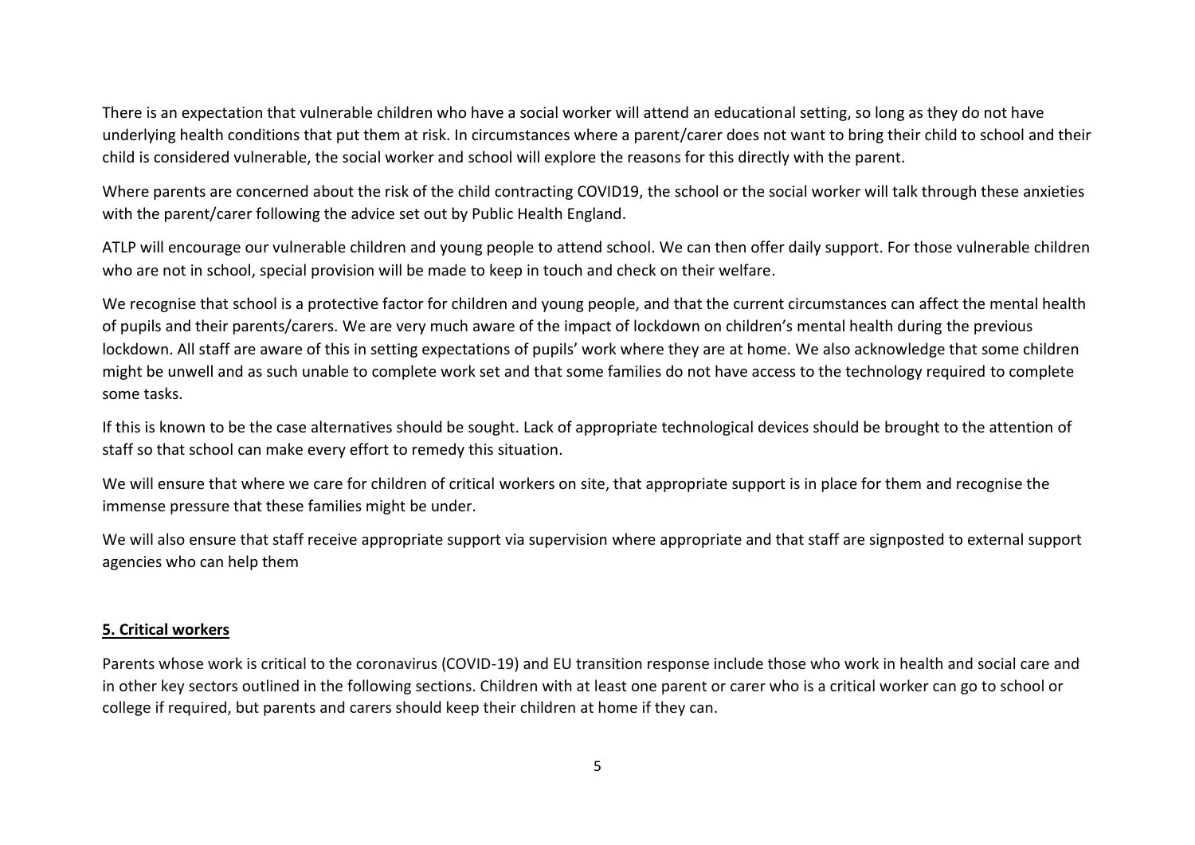There is an expectation that vulnerable children who have a social worker will attend an educational setting, so long as they do not have underlying health conditions that put them at risk. In circumstances where a parent/carer does not want to bring their child to school and their child is considered vulnerable, the social worker and school will explore the reasons for this directly with the parent.

Where parents are concerned about the risk of the child contracting COVID19, the school or the social worker will talk through these anxieties with the parent/carer following the advice set out by Public Health England.

ATLP will encourage our vulnerable children and young people to attend school. We can then offer daily support. For those vulnerable children who are not in school, special provision will be made to keep in touch and check on their welfare.

We recognise that school is a protective factor for children and young people, and that the current circumstances can affect the mental health of pupils and their parents/carers. We are very much aware of the impact of lockdown on children's mental health during the previous lockdown. All staff are aware of this in setting expectations of pupils' work where they are at home. We also acknowledge that some children might be unwell and as such unable to complete work set and that some families do not have access to the technology required to complete some tasks.

If this is known to be the case alternatives should be sought. Lack of appropriate technological devices should be brought to the attention of staff so that school can make every effort to remedy this situation.

We will ensure that where we care for children of critical workers on site, that appropriate support is in place for them and recognise the immense pressure that these families might be under.

We will also ensure that staff receive appropriate support via supervision where appropriate and that staff are signposted to external support agencies who can help them

## 5. Critical workers

Parents whose work is critical to the coronavirus (COVID-19) and EU transition response include those who work in health and social care and in other key sectors outlined in the following sections. Children with at least one parent or carer who is a critical worker can go to school or college if required, but parents and carers should keep their children at home if they can.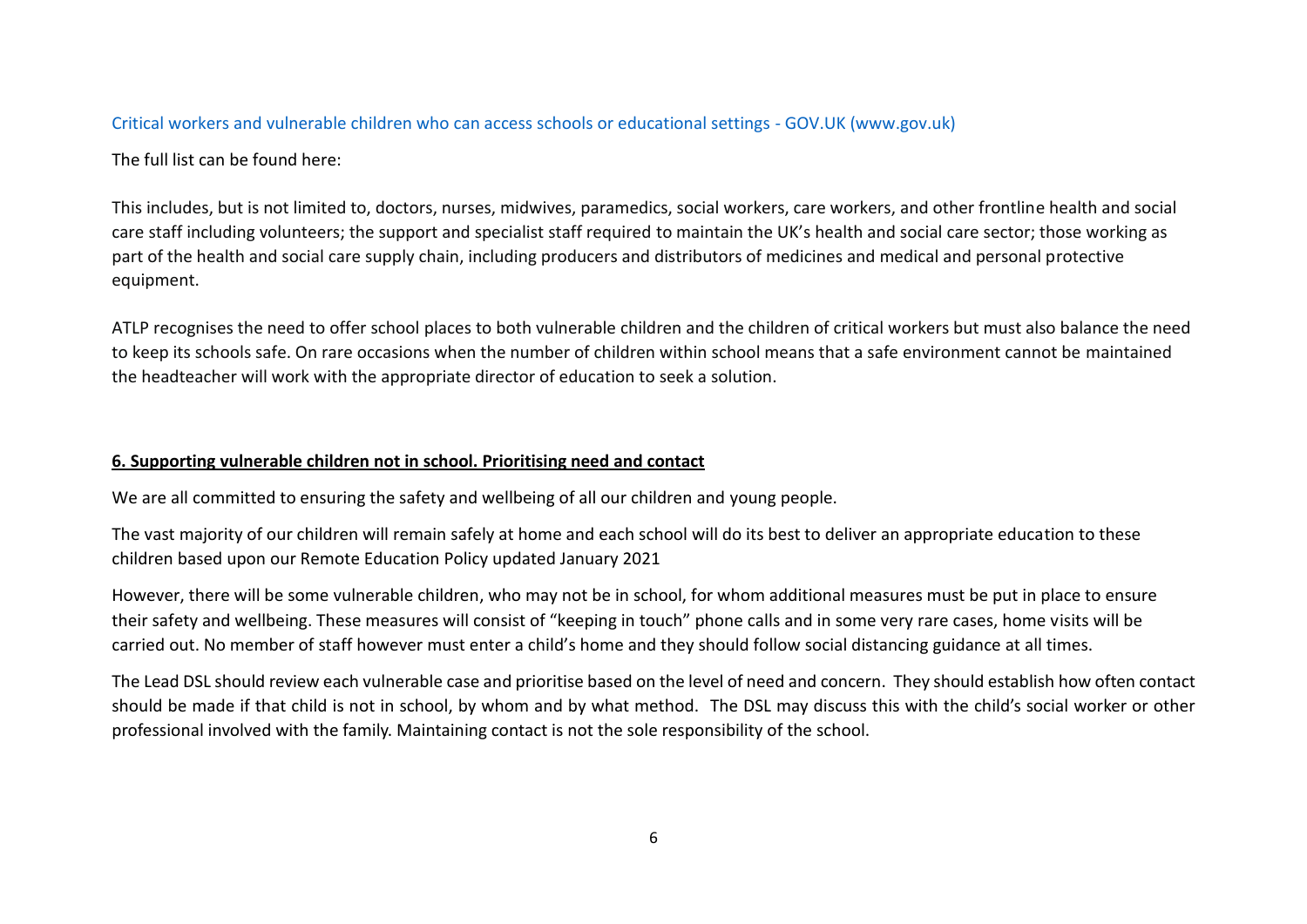Critical workers and vulnerable children who can access schools or educational settings - GOV.UK (www.gov.uk)

The full list can be found here:

This includes, but is not limited to, doctors, nurses, midwives, paramedics, social workers, care workers, and other frontline health and social care staff including volunteers; the support and specialist staff required to maintain the UK's health and social care sector; those working as part of the health and social care supply chain, including producers and distributors of medicines and medical and personal protective equipment.

ATLP recognises the need to offer school places to both vulnerable children and the children of critical workers but must also balance the need to keep its schools safe. On rare occasions when the number of children within school means that a safe environment cannot be maintained the headteacher will work with the appropriate director of education to seek a solution.

## 6. Supporting vulnerable children not in school. Prioritising need and contact

We are all committed to ensuring the safety and wellbeing of all our children and young people.

The vast majority of our children will remain safely at home and each school will do its best to deliver an appropriate education to these children based upon our Remote Education Policy updated January 2021

However, there will be some vulnerable children, who may not be in school, for whom additional measures must be put in place to ensure their safety and wellbeing. These measures will consist of "keeping in touch" phone calls and in some very rare cases, home visits will be carried out. No member of staff however must enter a child's home and they should follow social distancing guidance at all times.

The Lead DSL should review each vulnerable case and prioritise based on the level of need and concern. They should establish how often contact should be made if that child is not in school, by whom and by what method. The DSL may discuss this with the child's social worker or other professional involved with the family. Maintaining contact is not the sole responsibility of the school.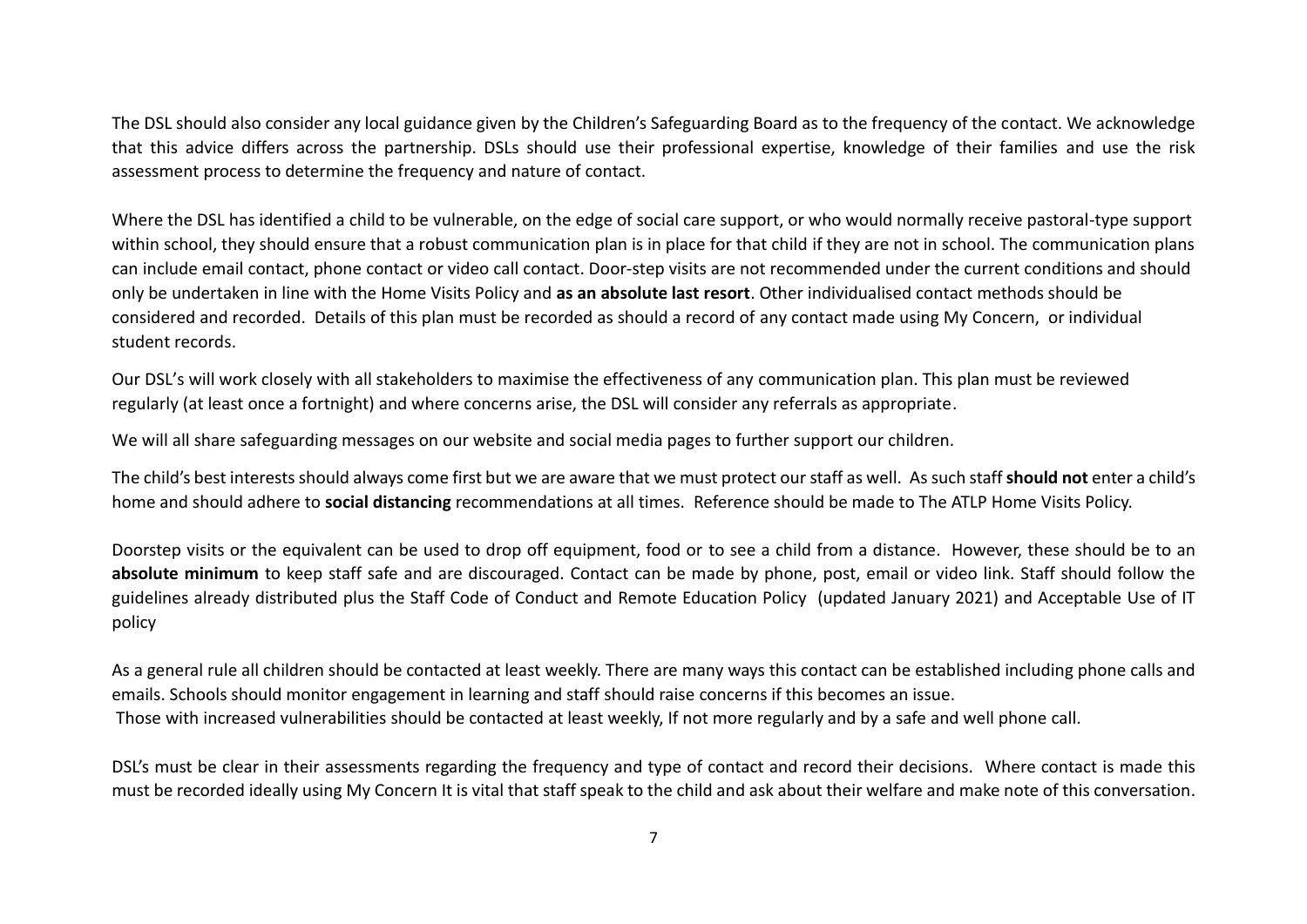The DSL should also consider any local guidance given by the Children's Safeguarding Board as to the frequency of the contact. We acknowledge that this advice differs across the partnership. DSLs should use their professional expertise, knowledge of their families and use the risk assessment process to determine the frequency and nature of contact.

Where the DSL has identified a child to be vulnerable, on the edge of social care support, or who would normally receive pastoral-type support within school, they should ensure that a robust communication plan is in place for that child if they are not in school. The communication plans can include email contact, phone contact or video call contact. Door-step visits are not recommended under the current conditions and should only be undertaken in line with the Home Visits Policy and **as an absolute last resort**. Other individualised contact methods should be considered and recorded. Details of this plan must be recorded as should a record of any contact made using My Concern, or individual student records.

Our DSL's will work closely with all stakeholders to maximise the effectiveness of any communication plan. This plan must be reviewed regularly (at least once a fortnight) and where concerns arise, the DSL will consider any referrals as appropriate.

We will all share safeguarding messages on our website and social media pages to further support our children.

The child's best interests should always come first but we are aware that we must protect our staff as well. As such staff **should not** enter a child's home and should adhere to **social distancing** recommendations at all times. Reference should be made to The ATLP Home Visits Policy.

Doorstep visits or the equivalent can be used to drop off equipment, food or to see a child from a distance. However, these should be to an **absolute minimum** to keep staff safe and are discouraged. Contact can be made by phone, post, email or video link. Staff should follow the guidelines already distributed plus the Staff Code of Conduct and Remote Education Policy (updated January 2021) and Acceptable Use of IT policy

As a general rule all children should be contacted at least weekly. There are many ways this contact can be established including phone calls and emails. Schools should monitor engagement in learning and staff should raise concerns if this becomes an issue.
Those with increased vulnerabilities should be contacted at least weekly, If not more regularly and by a safe and well phone call.

DSL's must be clear in their assessments regarding the frequency and type of contact and record their decisions. Where contact is made this must be recorded ideally using My Concern It is vital that staff speak to the child and ask about their welfare and make note of this conversation.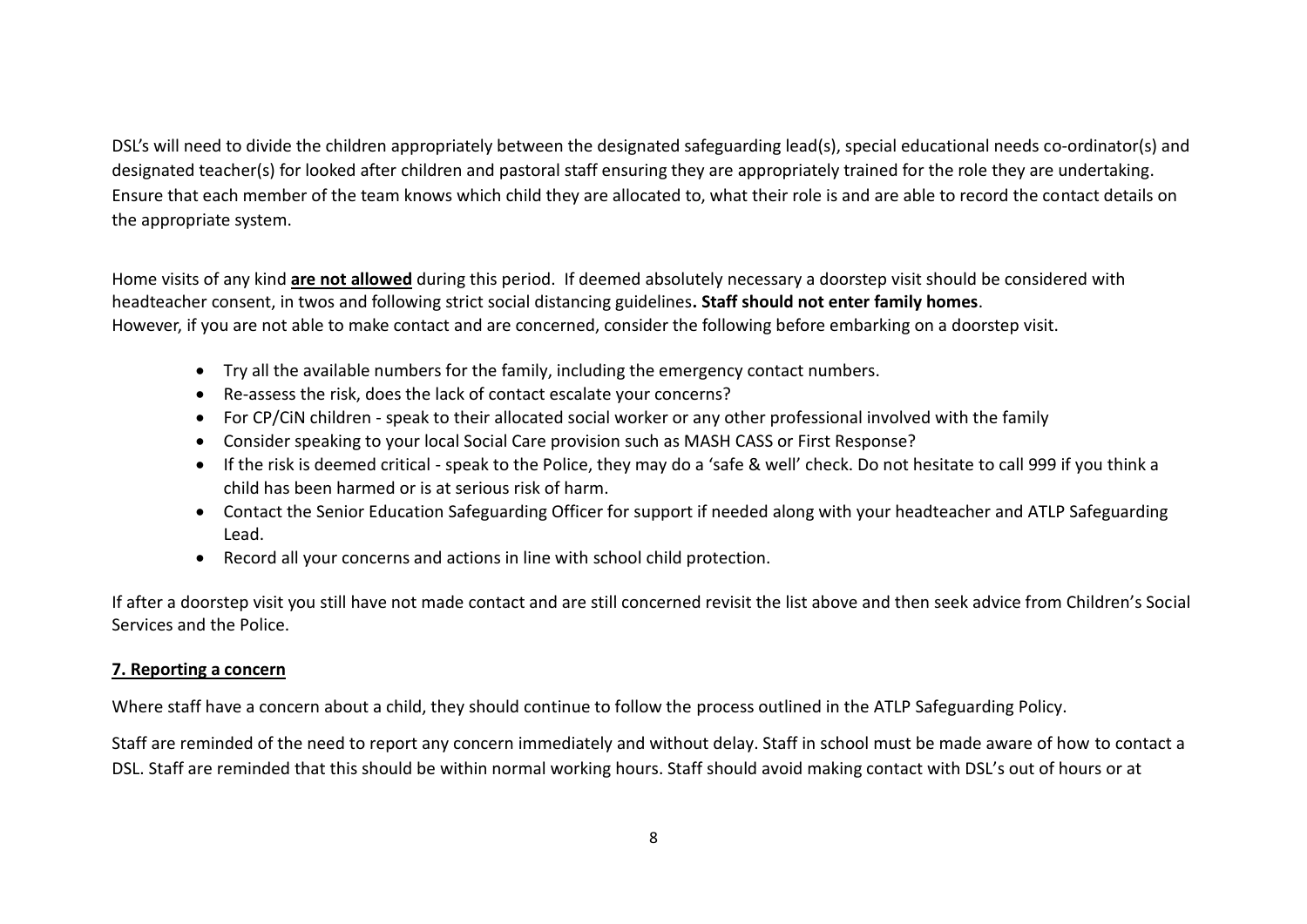DSL's will need to divide the children appropriately between the designated safeguarding lead(s), special educational needs co-ordinator(s) and designated teacher(s) for looked after children and pastoral staff ensuring they are appropriately trained for the role they are undertaking. Ensure that each member of the team knows which child they are allocated to, what their role is and are able to record the contact details on the appropriate system.

Home visits of any kind **are not allowed** during this period. If deemed absolutely necessary a doorstep visit should be considered with headteacher consent, in twos and following strict social distancing guidelines**. Staff should not enter family homes**.
However, if you are not able to make contact and are concerned, consider the following before embarking on a doorstep visit.

- Try all the available numbers for the family, including the emergency contact numbers.
- Re-assess the risk, does the lack of contact escalate your concerns?
- For CP/CiN children - speak to their allocated social worker or any other professional involved with the family
- Consider speaking to your local Social Care provision such as MASH CASS or First Response?
- If the risk is deemed critical - speak to the Police, they may do a 'safe & well' check. Do not hesitate to call 999 if you think a child has been harmed or is at serious risk of harm.
- Contact the Senior Education Safeguarding Officer for support if needed along with your headteacher and ATLP Safeguarding Lead.
- Record all your concerns and actions in line with school child protection.

If after a doorstep visit you still have not made contact and are still concerned revisit the list above and then seek advice from Children's Social Services and the Police.

## 7. Reporting a concern

Where staff have a concern about a child, they should continue to follow the process outlined in the ATLP Safeguarding Policy.

Staff are reminded of the need to report any concern immediately and without delay. Staff in school must be made aware of how to contact a DSL. Staff are reminded that this should be within normal working hours. Staff should avoid making contact with DSL's out of hours or at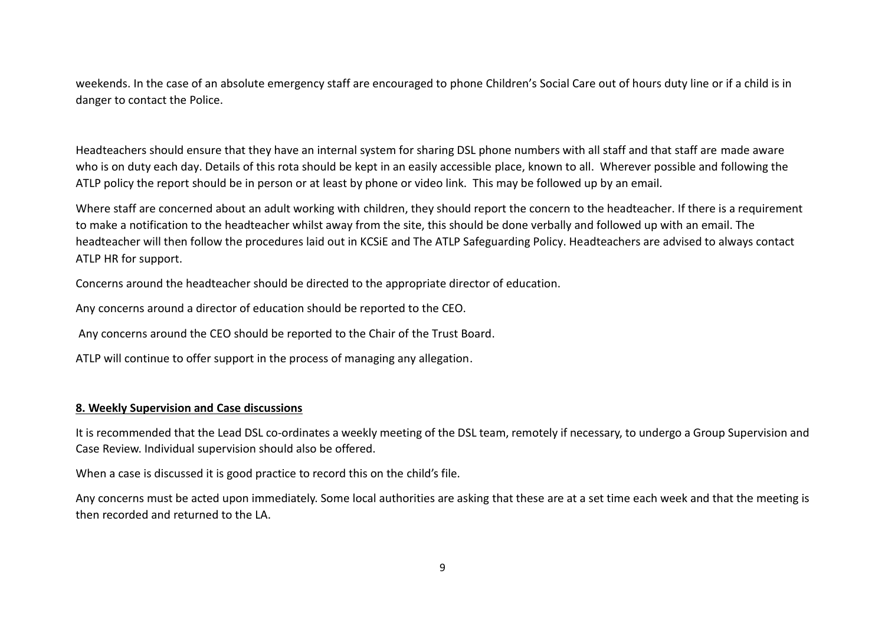weekends. In the case of an absolute emergency staff are encouraged to phone Children's Social Care out of hours duty line or if a child is in danger to contact the Police.

Headteachers should ensure that they have an internal system for sharing DSL phone numbers with all staff and that staff are made aware who is on duty each day. Details of this rota should be kept in an easily accessible place, known to all. Wherever possible and following the ATLP policy the report should be in person or at least by phone or video link. This may be followed up by an email.

Where staff are concerned about an adult working with children, they should report the concern to the headteacher. If there is a requirement to make a notification to the headteacher whilst away from the site, this should be done verbally and followed up with an email. The headteacher will then follow the procedures laid out in KCSiE and The ATLP Safeguarding Policy. Headteachers are advised to always contact ATLP HR for support.

Concerns around the headteacher should be directed to the appropriate director of education.

Any concerns around a director of education should be reported to the CEO.

Any concerns around the CEO should be reported to the Chair of the Trust Board.

ATLP will continue to offer support in the process of managing any allegation.

## 8. Weekly Supervision and Case discussions

It is recommended that the Lead DSL co-ordinates a weekly meeting of the DSL team, remotely if necessary, to undergo a Group Supervision and Case Review. Individual supervision should also be offered.

When a case is discussed it is good practice to record this on the child's file.

Any concerns must be acted upon immediately. Some local authorities are asking that these are at a set time each week and that the meeting is then recorded and returned to the LA.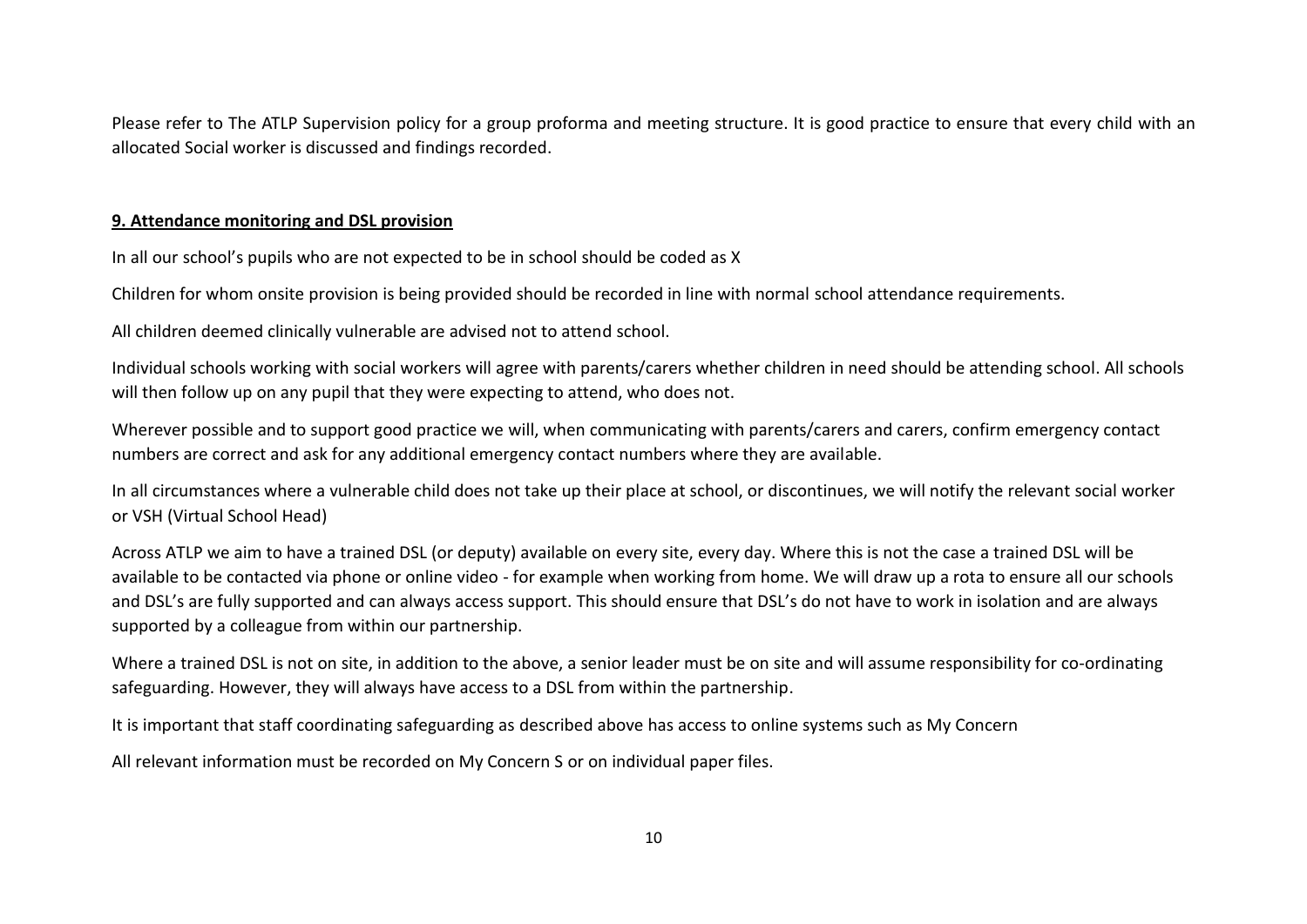Please refer to The ATLP Supervision policy for a group proforma and meeting structure. It is good practice to ensure that every child with an allocated Social worker is discussed and findings recorded.

**9. Attendance monitoring and DSL provision**

In all our school's pupils who are not expected to be in school should be coded as X

Children for whom onsite provision is being provided should be recorded in line with normal school attendance requirements.

All children deemed clinically vulnerable are advised not to attend school.

Individual schools working with social workers will agree with parents/carers whether children in need should be attending school. All schools will then follow up on any pupil that they were expecting to attend, who does not.

Wherever possible and to support good practice we will, when communicating with parents/carers and carers, confirm emergency contact numbers are correct and ask for any additional emergency contact numbers where they are available.

In all circumstances where a vulnerable child does not take up their place at school, or discontinues, we will notify the relevant social worker or VSH (Virtual School Head)

Across ATLP we aim to have a trained DSL (or deputy) available on every site, every day. Where this is not the case a trained DSL will be available to be contacted via phone or online video - for example when working from home. We will draw up a rota to ensure all our schools and DSL's are fully supported and can always access support. This should ensure that DSL's do not have to work in isolation and are always supported by a colleague from within our partnership.

Where a trained DSL is not on site, in addition to the above, a senior leader must be on site and will assume responsibility for co-ordinating safeguarding. However, they will always have access to a DSL from within the partnership.

It is important that staff coordinating safeguarding as described above has access to online systems such as My Concern

All relevant information must be recorded on My Concern S or on individual paper files.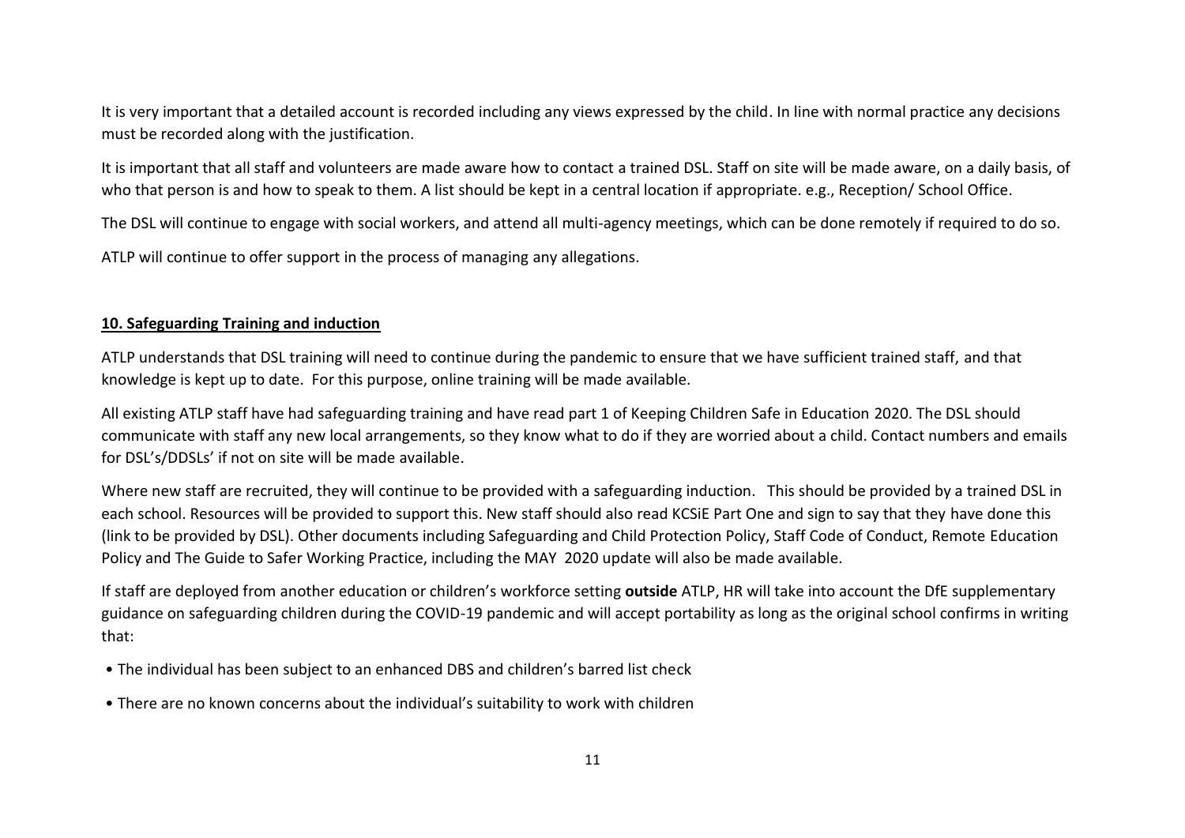It is very important that a detailed account is recorded including any views expressed by the child. In line with normal practice any decisions must be recorded along with the justification.

It is important that all staff and volunteers are made aware how to contact a trained DSL. Staff on site will be made aware, on a daily basis, of who that person is and how to speak to them. A list should be kept in a central location if appropriate. e.g., Reception/ School Office.

The DSL will continue to engage with social workers, and attend all multi-agency meetings, which can be done remotely if required to do so.

ATLP will continue to offer support in the process of managing any allegations.

## 10. Safeguarding Training and induction

ATLP understands that DSL training will need to continue during the pandemic to ensure that we have sufficient trained staff, and that knowledge is kept up to date. For this purpose, online training will be made available.

All existing ATLP staff have had safeguarding training and have read part 1 of Keeping Children Safe in Education 2020. The DSL should communicate with staff any new local arrangements, so they know what to do if they are worried about a child. Contact numbers and emails for DSL's/DDSLs' if not on site will be made available.

Where new staff are recruited, they will continue to be provided with a safeguarding induction. This should be provided by a trained DSL in each school. Resources will be provided to support this. New staff should also read KCSiE Part One and sign to say that they have done this (link to be provided by DSL). Other documents including Safeguarding and Child Protection Policy, Staff Code of Conduct, Remote Education Policy and The Guide to Safer Working Practice, including the MAY 2020 update will also be made available.

If staff are deployed from another education or children's workforce setting **outside** ATLP, HR will take into account the DfE supplementary guidance on safeguarding children during the COVID-19 pandemic and will accept portability as long as the original school confirms in writing that:

- The individual has been subject to an enhanced DBS and children's barred list check
- There are no known concerns about the individual's suitability to work with children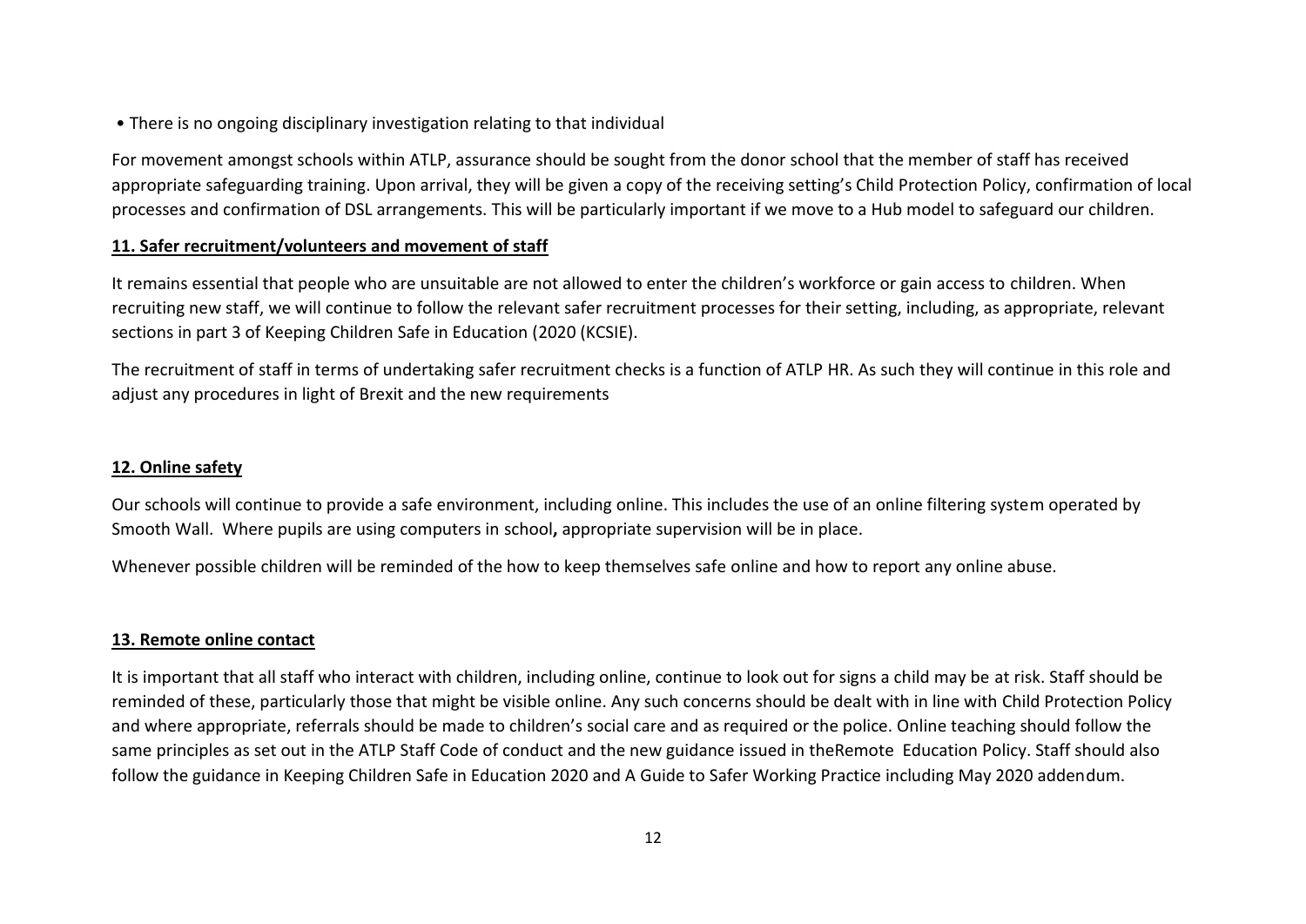- There is no ongoing disciplinary investigation relating to that individual

For movement amongst schools within ATLP, assurance should be sought from the donor school that the member of staff has received appropriate safeguarding training. Upon arrival, they will be given a copy of the receiving setting's Child Protection Policy, confirmation of local processes and confirmation of DSL arrangements. This will be particularly important if we move to a Hub model to safeguard our children.

## 11. Safer recruitment/volunteers and movement of staff

It remains essential that people who are unsuitable are not allowed to enter the children's workforce or gain access to children. When recruiting new staff, we will continue to follow the relevant safer recruitment processes for their setting, including, as appropriate, relevant sections in part 3 of Keeping Children Safe in Education (2020 (KCSIE).

The recruitment of staff in terms of undertaking safer recruitment checks is a function of ATLP HR. As such they will continue in this role and adjust any procedures in light of Brexit and the new requirements

## 12. Online safety

Our schools will continue to provide a safe environment, including online. This includes the use of an online filtering system operated by Smooth Wall. Where pupils are using computers in school**,** appropriate supervision will be in place.

Whenever possible children will be reminded of the how to keep themselves safe online and how to report any online abuse.

## 13. Remote online contact

It is important that all staff who interact with children, including online, continue to look out for signs a child may be at risk. Staff should be reminded of these, particularly those that might be visible online. Any such concerns should be dealt with in line with Child Protection Policy and where appropriate, referrals should be made to children's social care and as required or the police. Online teaching should follow the same principles as set out in the ATLP Staff Code of conduct and the new guidance issued in theRemote Education Policy. Staff should also follow the guidance in Keeping Children Safe in Education 2020 and A Guide to Safer Working Practice including May 2020 addendum.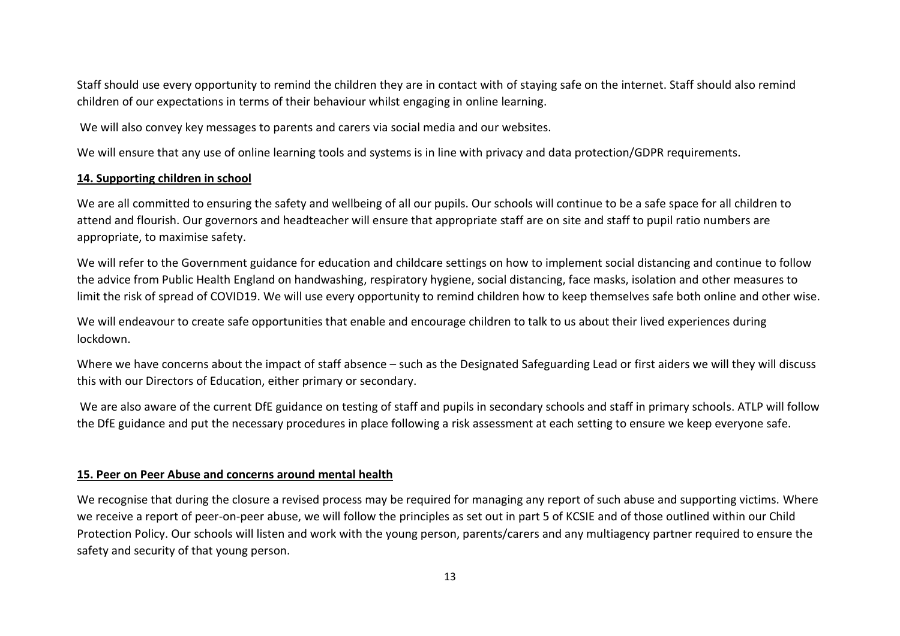Staff should use every opportunity to remind the children they are in contact with of staying safe on the internet. Staff should also remind children of our expectations in terms of their behaviour whilst engaging in online learning.

We will also convey key messages to parents and carers via social media and our websites.

We will ensure that any use of online learning tools and systems is in line with privacy and data protection/GDPR requirements.

## 14. Supporting children in school

We are all committed to ensuring the safety and wellbeing of all our pupils. Our schools will continue to be a safe space for all children to attend and flourish. Our governors and headteacher will ensure that appropriate staff are on site and staff to pupil ratio numbers are appropriate, to maximise safety.

We will refer to the Government guidance for education and childcare settings on how to implement social distancing and continue to follow the advice from Public Health England on handwashing, respiratory hygiene, social distancing, face masks, isolation and other measures to limit the risk of spread of COVID19. We will use every opportunity to remind children how to keep themselves safe both online and other wise.

We will endeavour to create safe opportunities that enable and encourage children to talk to us about their lived experiences during lockdown.

Where we have concerns about the impact of staff absence – such as the Designated Safeguarding Lead or first aiders we will they will discuss this with our Directors of Education, either primary or secondary.

We are also aware of the current DfE guidance on testing of staff and pupils in secondary schools and staff in primary schools. ATLP will follow the DfE guidance and put the necessary procedures in place following a risk assessment at each setting to ensure we keep everyone safe.

## 15. Peer on Peer Abuse and concerns around mental health

We recognise that during the closure a revised process may be required for managing any report of such abuse and supporting victims. Where we receive a report of peer-on-peer abuse, we will follow the principles as set out in part 5 of KCSIE and of those outlined within our Child Protection Policy. Our schools will listen and work with the young person, parents/carers and any multiagency partner required to ensure the safety and security of that young person.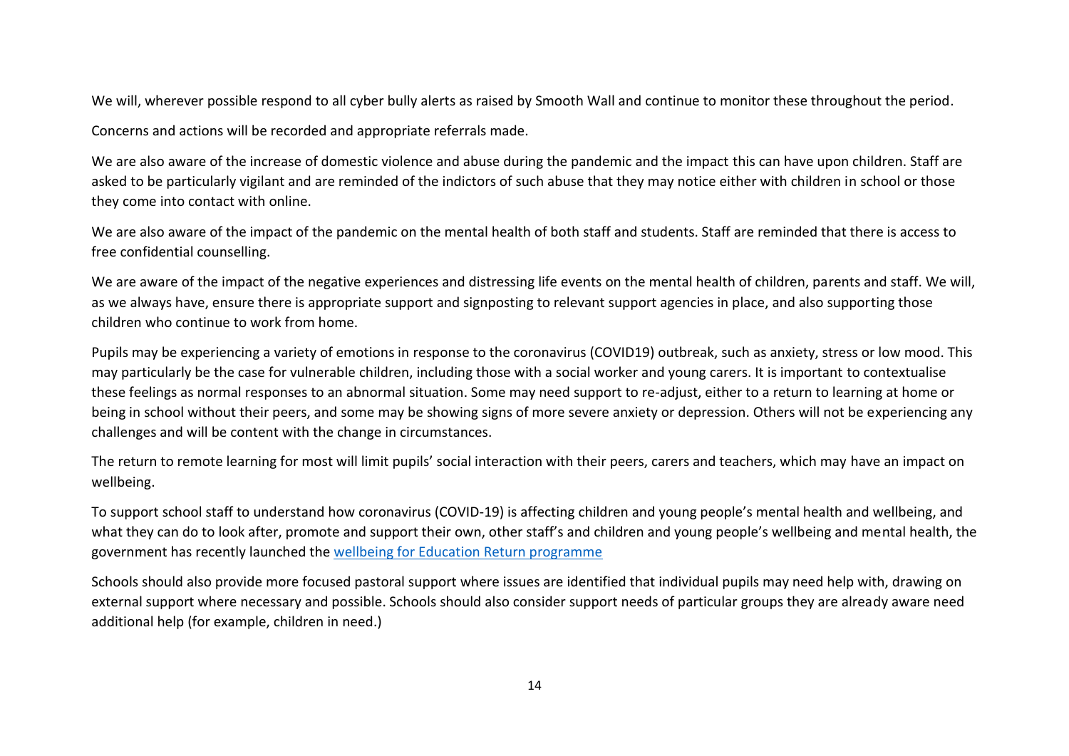We will, wherever possible respond to all cyber bully alerts as raised by Smooth Wall and continue to monitor these throughout the period.

Concerns and actions will be recorded and appropriate referrals made.

We are also aware of the increase of domestic violence and abuse during the pandemic and the impact this can have upon children. Staff are asked to be particularly vigilant and are reminded of the indictors of such abuse that they may notice either with children in school or those they come into contact with online.

We are also aware of the impact of the pandemic on the mental health of both staff and students. Staff are reminded that there is access to free confidential counselling.

We are aware of the impact of the negative experiences and distressing life events on the mental health of children, parents and staff. We will, as we always have, ensure there is appropriate support and signposting to relevant support agencies in place, and also supporting those children who continue to work from home.

Pupils may be experiencing a variety of emotions in response to the coronavirus (COVID19) outbreak, such as anxiety, stress or low mood. This may particularly be the case for vulnerable children, including those with a social worker and young carers. It is important to contextualise these feelings as normal responses to an abnormal situation. Some may need support to re-adjust, either to a return to learning at home or being in school without their peers, and some may be showing signs of more severe anxiety or depression. Others will not be experiencing any challenges and will be content with the change in circumstances.

The return to remote learning for most will limit pupils' social interaction with their peers, carers and teachers, which may have an impact on wellbeing.

To support school staff to understand how coronavirus (COVID-19) is affecting children and young people's mental health and wellbeing, and what they can do to look after, promote and support their own, other staff's and children and young people's wellbeing and mental health, the government has recently launched the wellbeing for Education Return programme

Schools should also provide more focused pastoral support where issues are identified that individual pupils may need help with, drawing on external support where necessary and possible. Schools should also consider support needs of particular groups they are already aware need additional help (for example, children in need.)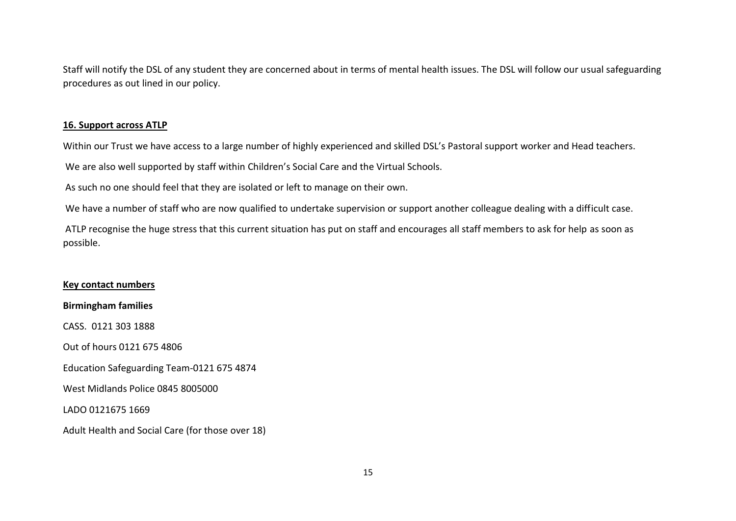Staff will notify the DSL of any student they are concerned about in terms of mental health issues. The DSL will follow our usual safeguarding procedures as out lined in our policy.

**16. Support across ATLP**

Within our Trust we have access to a large number of highly experienced and skilled DSL's Pastoral support worker and Head teachers.

We are also well supported by staff within Children's Social Care and the Virtual Schools.

As such no one should feel that they are isolated or left to manage on their own.

We have a number of staff who are now qualified to undertake supervision or support another colleague dealing with a difficult case.

ATLP recognise the huge stress that this current situation has put on staff and encourages all staff members to ask for help as soon as possible.

**Key contact numbers**

**Birmingham families**

CASS. 0121 303 1888

Out of hours 0121 675 4806

Education Safeguarding Team-0121 675 4874

West Midlands Police 0845 8005000

LADO 0121675 1669

Adult Health and Social Care (for those over 18)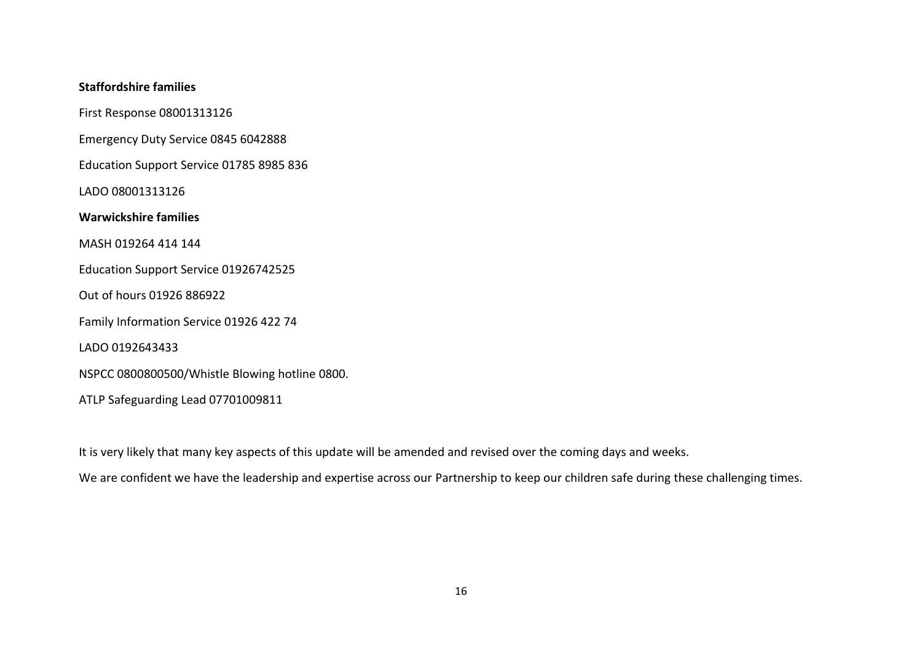**Staffordshire families**

First Response 08001313126

Emergency Duty Service 0845 6042888

Education Support Service 01785 8985 836

LADO 08001313126

**Warwickshire families**

MASH 019264 414 144

Education Support Service 01926742525

Out of hours 01926 886922

Family Information Service 01926 422 74

LADO 0192643433

NSPCC 0800800500/Whistle Blowing hotline 0800.

ATLP Safeguarding Lead 07701009811

It is very likely that many key aspects of this update will be amended and revised over the coming days and weeks.

We are confident we have the leadership and expertise across our Partnership to keep our children safe during these challenging times.